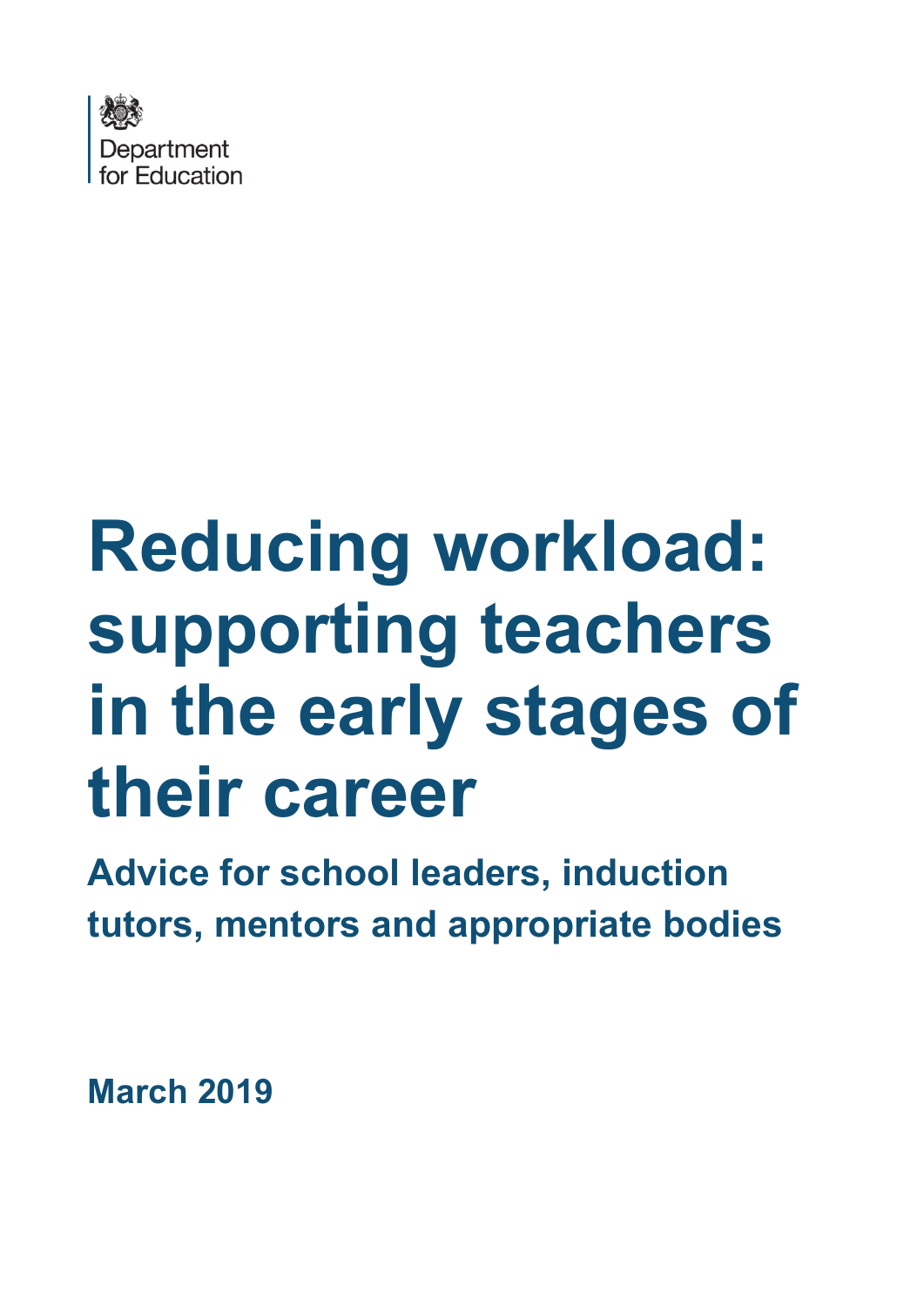Department for Education

# Reducing workload: supporting teachers in the early stages of their career

## Advice for school leaders, induction tutors, mentors and appropriate bodies

**March 2019**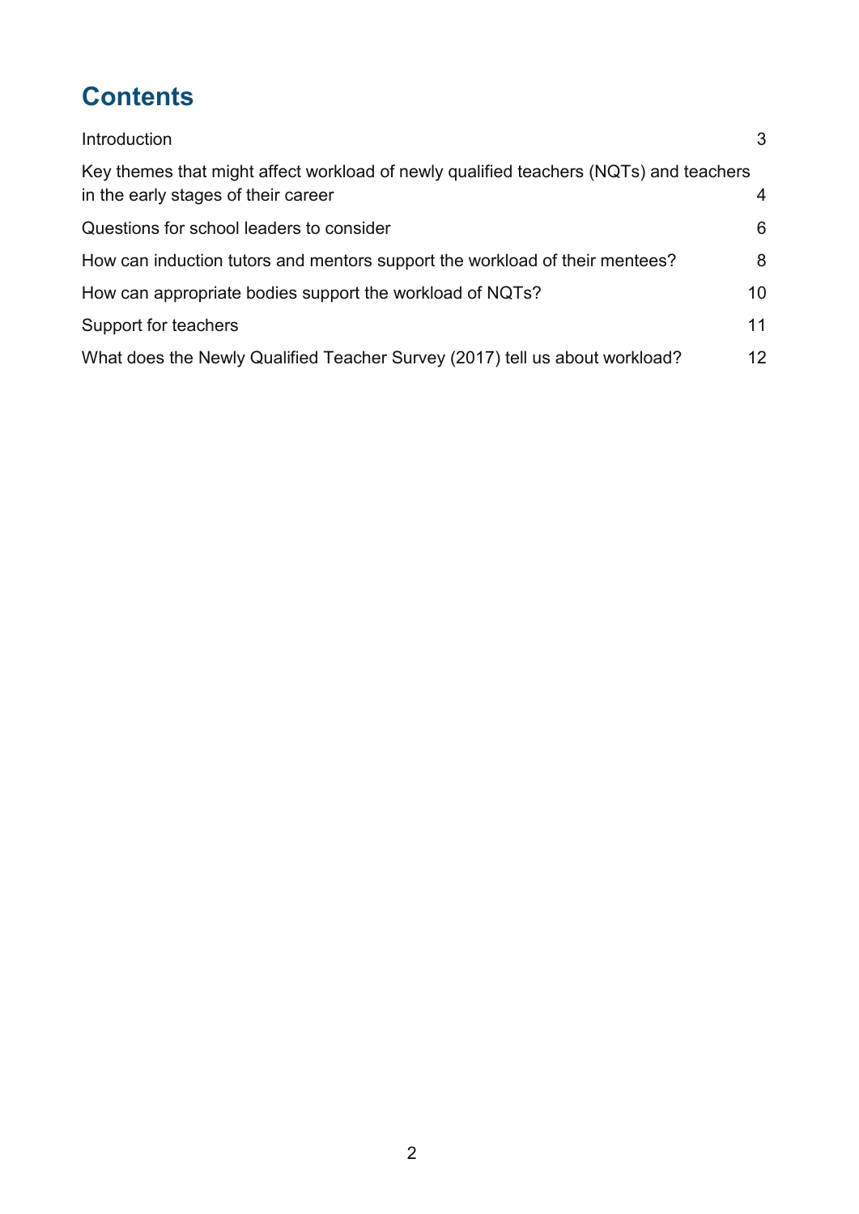# Contents

| | |
|---|---|
| Introduction | 3 |
| Key themes that might affect workload of newly qualified teachers (NQTs) and teachers in the early stages of their career | 4 |
| Questions for school leaders to consider | 6 |
| How can induction tutors and mentors support the workload of their mentees? | 8 |
| How can appropriate bodies support the workload of NQTs? | 10 |
| Support for teachers | 11 |
| What does the Newly Qualified Teacher Survey (2017) tell us about workload? | 12 |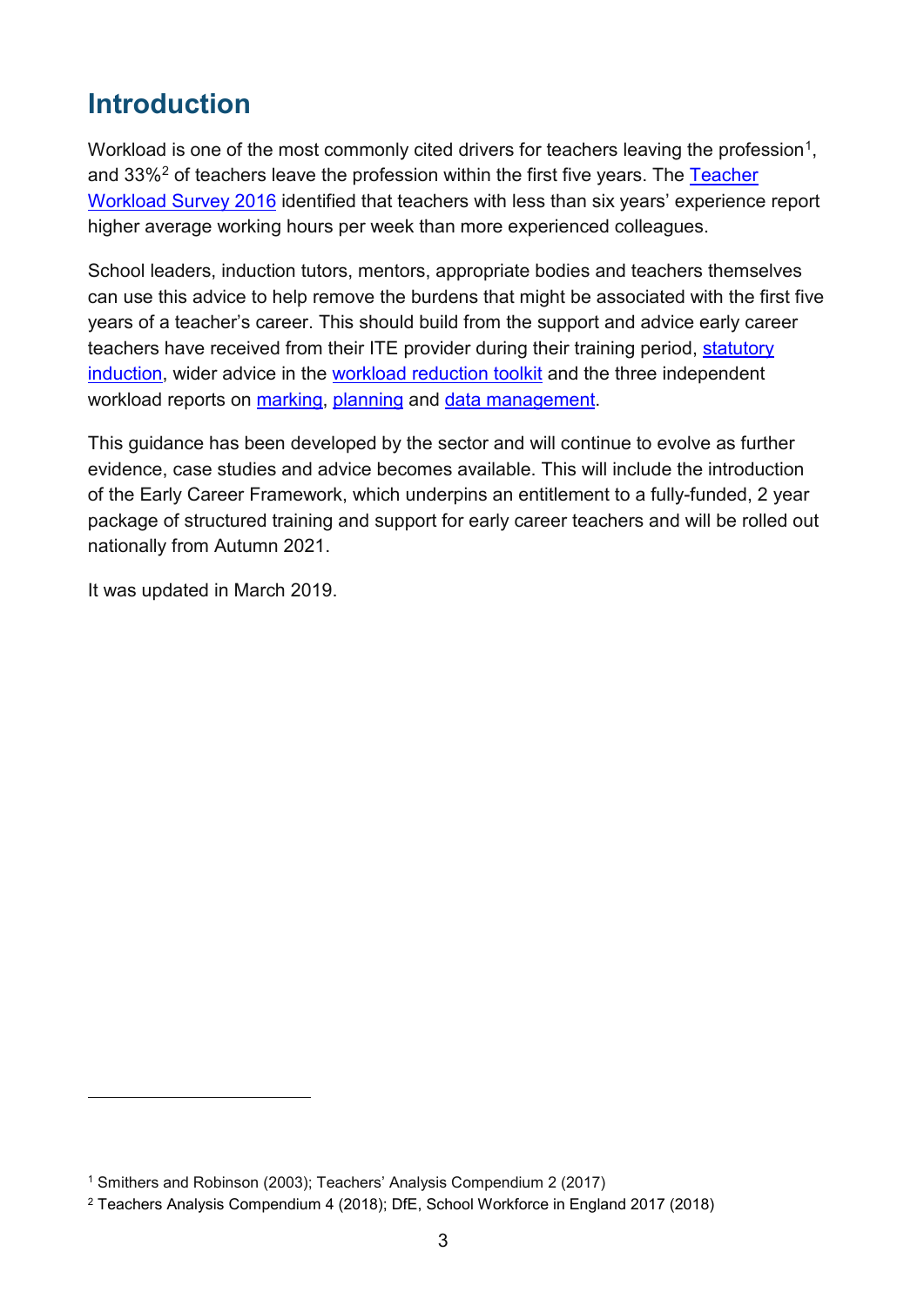## Introduction

Workload is one of the most commonly cited drivers for teachers leaving the profession[1], and 33%[2] of teachers leave the profession within the first five years. The Teacher Workload Survey 2016 identified that teachers with less than six years' experience report higher average working hours per week than more experienced colleagues.

School leaders, induction tutors, mentors, appropriate bodies and teachers themselves can use this advice to help remove the burdens that might be associated with the first five years of a teacher's career. This should build from the support and advice early career teachers have received from their ITE provider during their training period, statutory induction, wider advice in the workload reduction toolkit and the three independent workload reports on marking, planning and data management.

This guidance has been developed by the sector and will continue to evolve as further evidence, case studies and advice becomes available. This will include the introduction of the Early Career Framework, which underpins an entitlement to a fully-funded, 2 year package of structured training and support for early career teachers and will be rolled out nationally from Autumn 2021.

It was updated in March 2019.

[1] Smithers and Robinson (2003); Teachers' Analysis Compendium 2 (2017)

[2] Teachers Analysis Compendium 4 (2018); DfE, School Workforce in England 2017 (2018)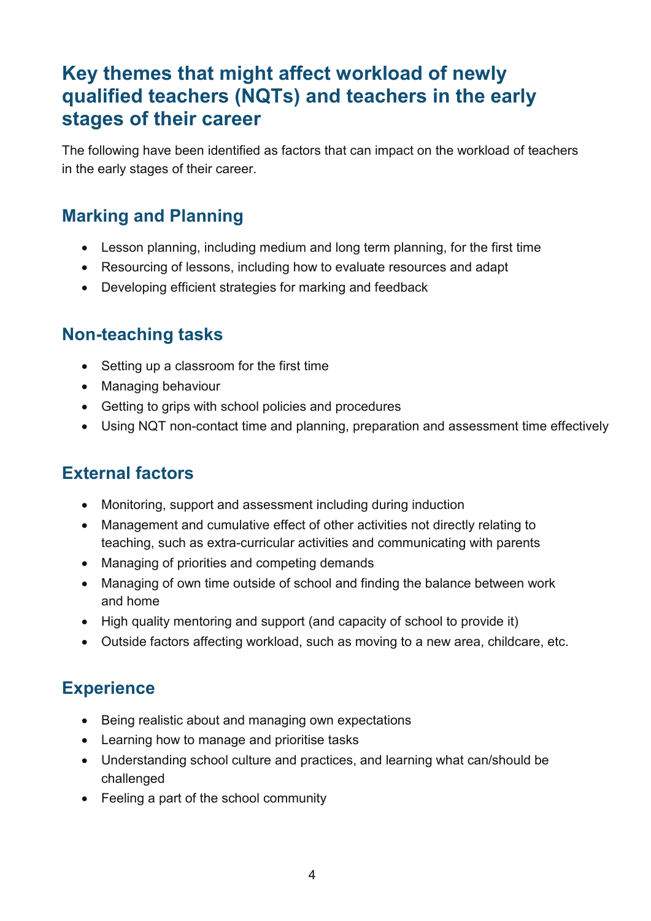## Key themes that might affect workload of newly qualified teachers (NQTs) and teachers in the early stages of their career

The following have been identified as factors that can impact on the workload of teachers in the early stages of their career.

### Marking and Planning

- Lesson planning, including medium and long term planning, for the first time
- Resourcing of lessons, including how to evaluate resources and adapt
- Developing efficient strategies for marking and feedback

### Non-teaching tasks

- Setting up a classroom for the first time
- Managing behaviour
- Getting to grips with school policies and procedures
- Using NQT non-contact time and planning, preparation and assessment time effectively

### External factors

- Monitoring, support and assessment including during induction
- Management and cumulative effect of other activities not directly relating to teaching, such as extra-curricular activities and communicating with parents
- Managing of priorities and competing demands
- Managing of own time outside of school and finding the balance between work and home
- High quality mentoring and support (and capacity of school to provide it)
- Outside factors affecting workload, such as moving to a new area, childcare, etc.

### Experience

- Being realistic about and managing own expectations
- Learning how to manage and prioritise tasks
- Understanding school culture and practices, and learning what can/should be challenged
- Feeling a part of the school community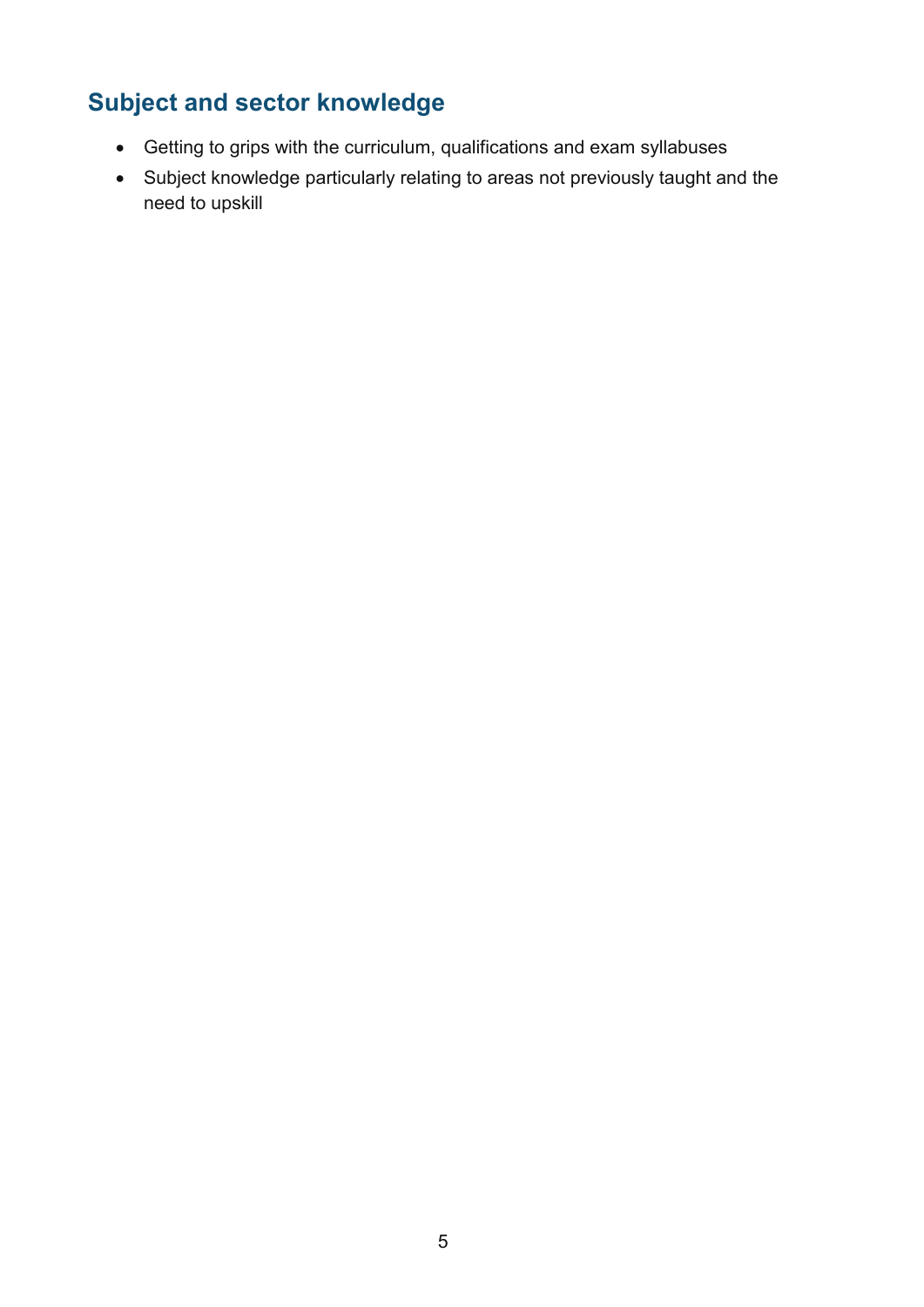## Subject and sector knowledge

- Getting to grips with the curriculum, qualifications and exam syllabuses
- Subject knowledge particularly relating to areas not previously taught and the need to upskill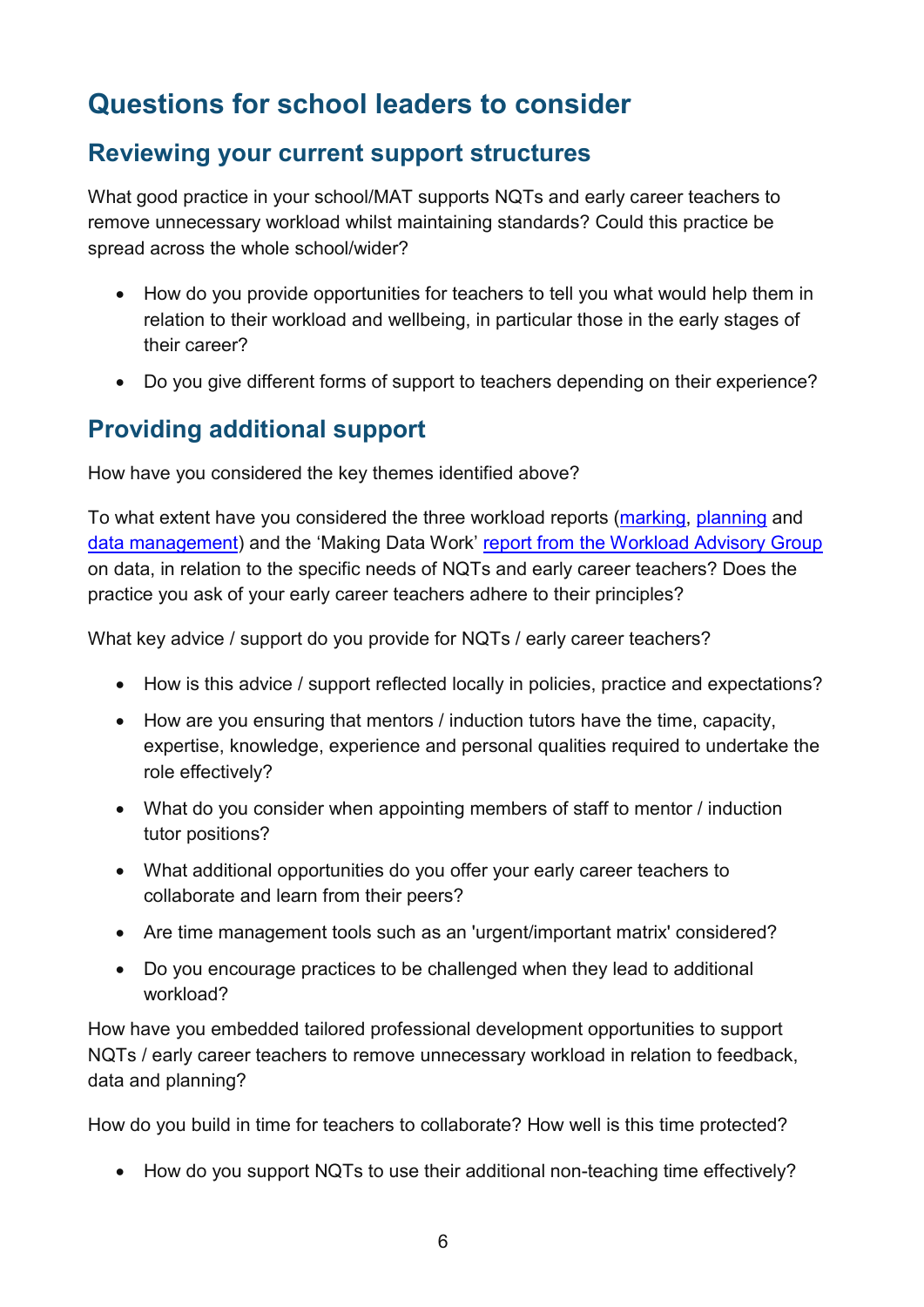# Questions for school leaders to consider

## Reviewing your current support structures

What good practice in your school/MAT supports NQTs and early career teachers to remove unnecessary workload whilst maintaining standards? Could this practice be spread across the whole school/wider?

- How do you provide opportunities for teachers to tell you what would help them in relation to their workload and wellbeing, in particular those in the early stages of their career?
- Do you give different forms of support to teachers depending on their experience?

## Providing additional support

How have you considered the key themes identified above?

To what extent have you considered the three workload reports (marking, planning and data management) and the 'Making Data Work' report from the Workload Advisory Group on data, in relation to the specific needs of NQTs and early career teachers? Does the practice you ask of your early career teachers adhere to their principles?

What key advice / support do you provide for NQTs / early career teachers?

- How is this advice / support reflected locally in policies, practice and expectations?
- How are you ensuring that mentors / induction tutors have the time, capacity, expertise, knowledge, experience and personal qualities required to undertake the role effectively?
- What do you consider when appointing members of staff to mentor / induction tutor positions?
- What additional opportunities do you offer your early career teachers to collaborate and learn from their peers?
- Are time management tools such as an 'urgent/important matrix' considered?
- Do you encourage practices to be challenged when they lead to additional workload?

How have you embedded tailored professional development opportunities to support NQTs / early career teachers to remove unnecessary workload in relation to feedback, data and planning?

How do you build in time for teachers to collaborate? How well is this time protected?

- How do you support NQTs to use their additional non-teaching time effectively?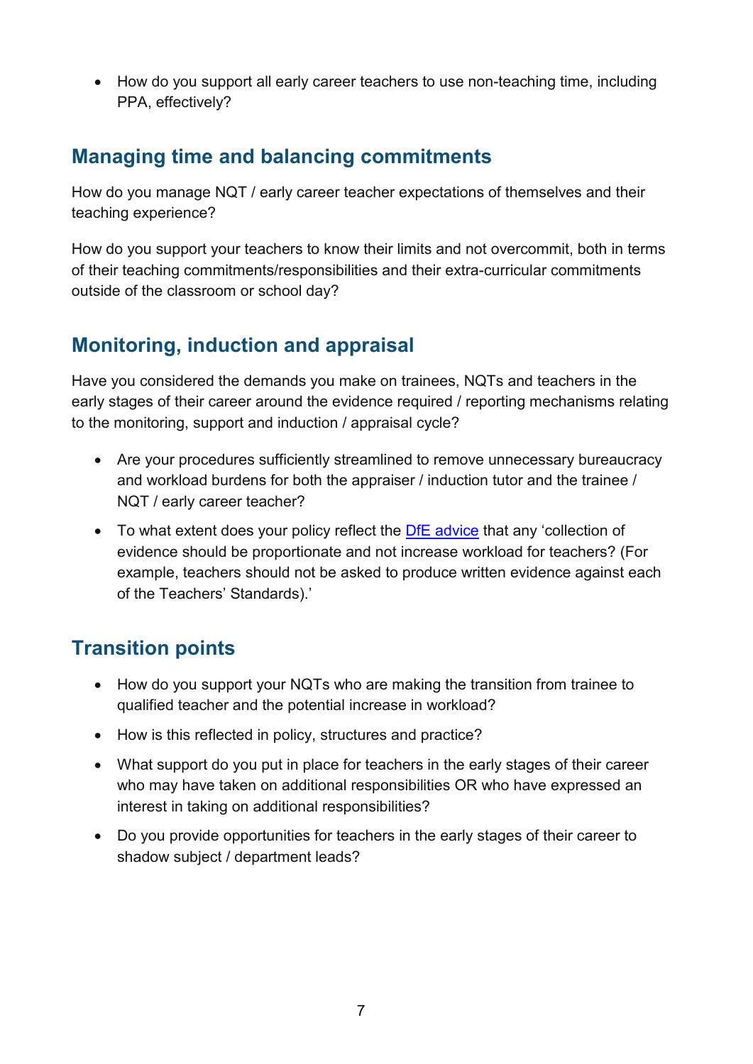- How do you support all early career teachers to use non-teaching time, including PPA, effectively?

## Managing time and balancing commitments

How do you manage NQT / early career teacher expectations of themselves and their teaching experience?

How do you support your teachers to know their limits and not overcommit, both in terms of their teaching commitments/responsibilities and their extra-curricular commitments outside of the classroom or school day?

## Monitoring, induction and appraisal

Have you considered the demands you make on trainees, NQTs and teachers in the early stages of their career around the evidence required / reporting mechanisms relating to the monitoring, support and induction / appraisal cycle?

- Are your procedures sufficiently streamlined to remove unnecessary bureaucracy and workload burdens for both the appraiser / induction tutor and the trainee / NQT / early career teacher?
- To what extent does your policy reflect the DfE advice that any 'collection of evidence should be proportionate and not increase workload for teachers? (For example, teachers should not be asked to produce written evidence against each of the Teachers' Standards).'

## Transition points

- How do you support your NQTs who are making the transition from trainee to qualified teacher and the potential increase in workload?
- How is this reflected in policy, structures and practice?
- What support do you put in place for teachers in the early stages of their career who may have taken on additional responsibilities OR who have expressed an interest in taking on additional responsibilities?
- Do you provide opportunities for teachers in the early stages of their career to shadow subject / department leads?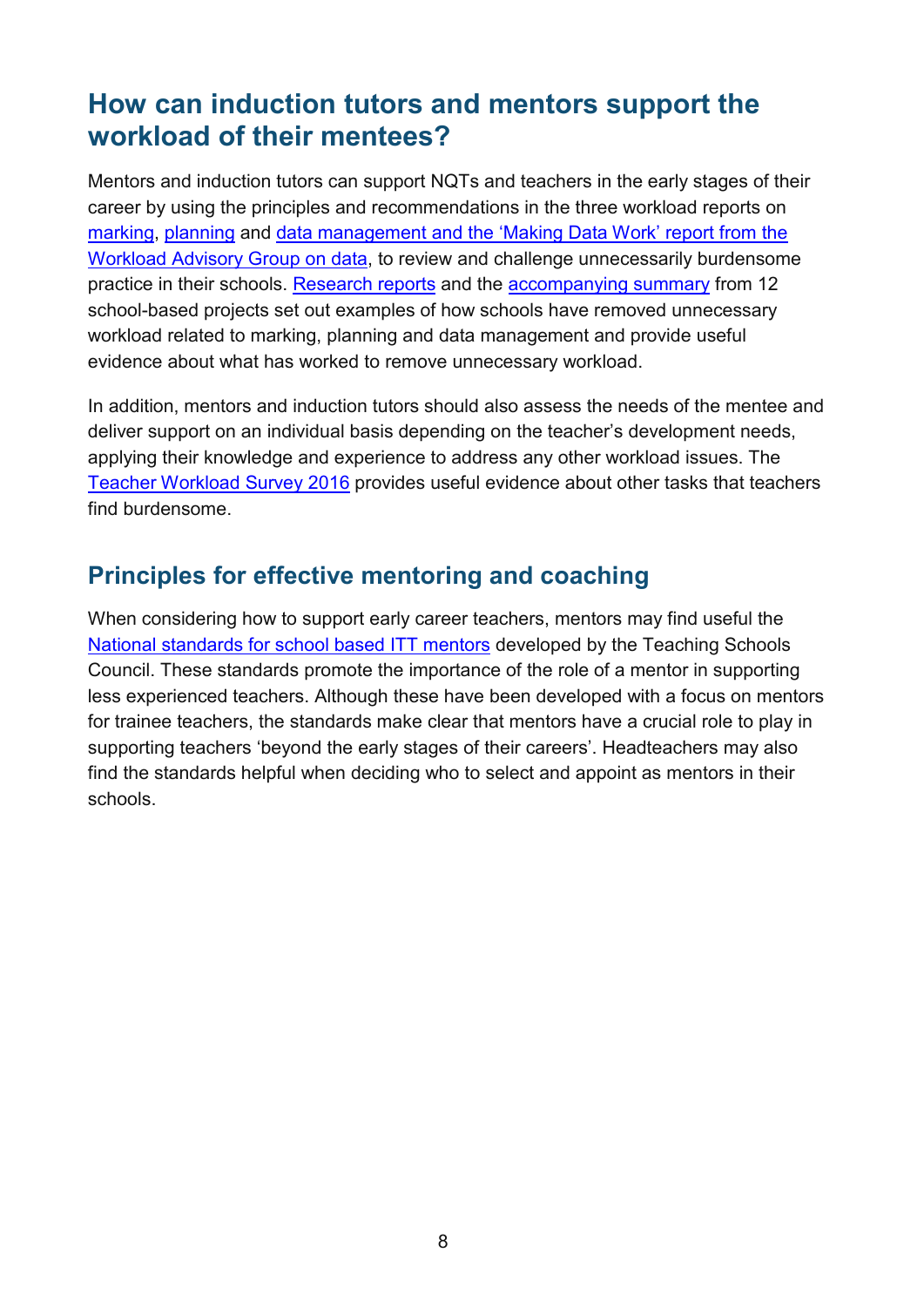## How can induction tutors and mentors support the workload of their mentees?

Mentors and induction tutors can support NQTs and teachers in the early stages of their career by using the principles and recommendations in the three workload reports on marking, planning and data management and the 'Making Data Work' report from the Workload Advisory Group on data, to review and challenge unnecessarily burdensome practice in their schools. Research reports and the accompanying summary from 12 school-based projects set out examples of how schools have removed unnecessary workload related to marking, planning and data management and provide useful evidence about what has worked to remove unnecessary workload.

In addition, mentors and induction tutors should also assess the needs of the mentee and deliver support on an individual basis depending on the teacher's development needs, applying their knowledge and experience to address any other workload issues. The Teacher Workload Survey 2016 provides useful evidence about other tasks that teachers find burdensome.

### Principles for effective mentoring and coaching

When considering how to support early career teachers, mentors may find useful the National standards for school based ITT mentors developed by the Teaching Schools Council. These standards promote the importance of the role of a mentor in supporting less experienced teachers. Although these have been developed with a focus on mentors for trainee teachers, the standards make clear that mentors have a crucial role to play in supporting teachers 'beyond the early stages of their careers'. Headteachers may also find the standards helpful when deciding who to select and appoint as mentors in their schools.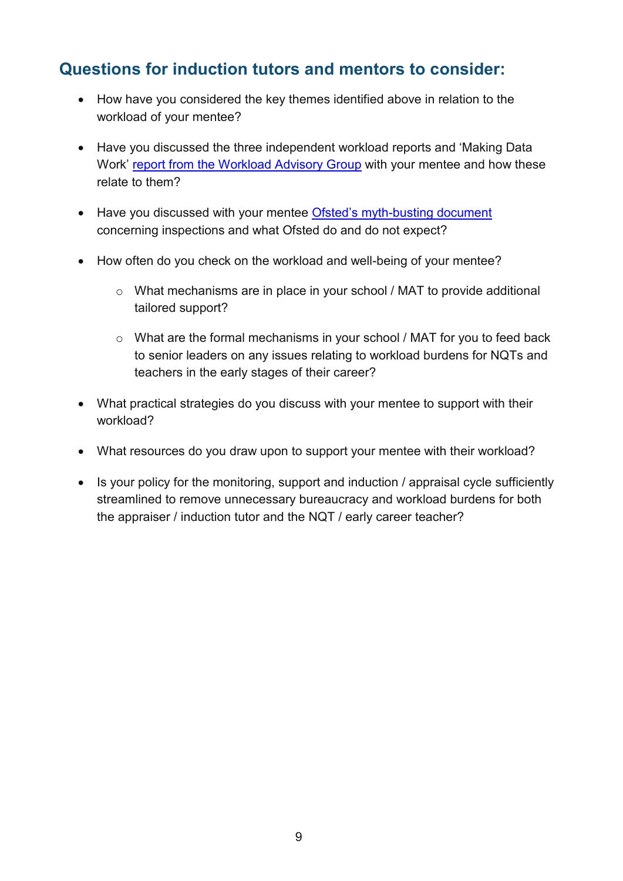## Questions for induction tutors and mentors to consider:

- How have you considered the key themes identified above in relation to the workload of your mentee?
- Have you discussed the three independent workload reports and 'Making Data Work' report from the Workload Advisory Group with your mentee and how these relate to them?
- Have you discussed with your mentee Ofsted's myth-busting document concerning inspections and what Ofsted do and do not expect?
- How often do you check on the workload and well-being of your mentee?
  - What mechanisms are in place in your school / MAT to provide additional tailored support?
  - What are the formal mechanisms in your school / MAT for you to feed back to senior leaders on any issues relating to workload burdens for NQTs and teachers in the early stages of their career?
- What practical strategies do you discuss with your mentee to support with their workload?
- What resources do you draw upon to support your mentee with their workload?
- Is your policy for the monitoring, support and induction / appraisal cycle sufficiently streamlined to remove unnecessary bureaucracy and workload burdens for both the appraiser / induction tutor and the NQT / early career teacher?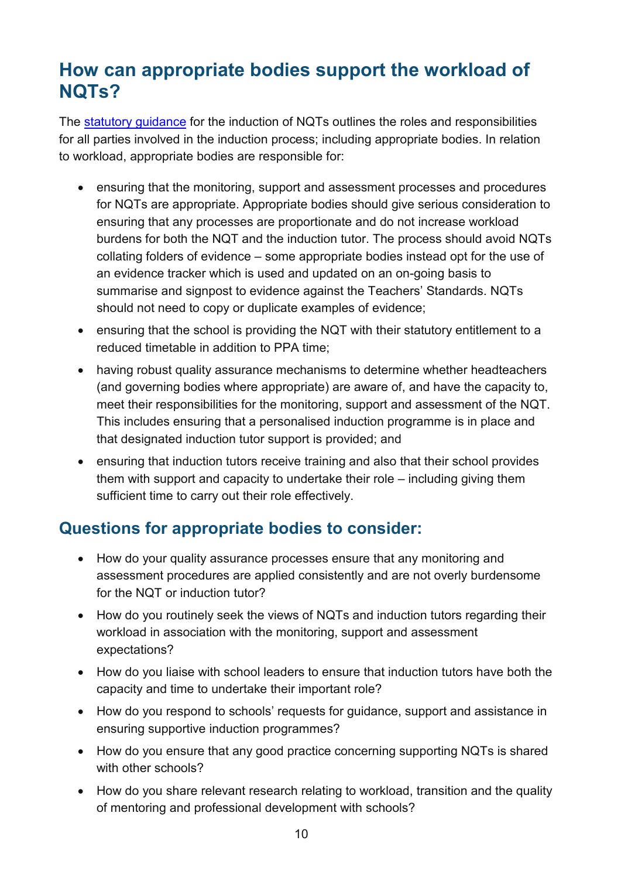## How can appropriate bodies support the workload of NQTs?

The [statutory guidance](statutory guidance) for the induction of NQTs outlines the roles and responsibilities for all parties involved in the induction process; including appropriate bodies. In relation to workload, appropriate bodies are responsible for:

- ensuring that the monitoring, support and assessment processes and procedures for NQTs are appropriate. Appropriate bodies should give serious consideration to ensuring that any processes are proportionate and do not increase workload burdens for both the NQT and the induction tutor. The process should avoid NQTs collating folders of evidence – some appropriate bodies instead opt for the use of an evidence tracker which is used and updated on an on-going basis to summarise and signpost to evidence against the Teachers' Standards. NQTs should not need to copy or duplicate examples of evidence;
- ensuring that the school is providing the NQT with their statutory entitlement to a reduced timetable in addition to PPA time;
- having robust quality assurance mechanisms to determine whether headteachers (and governing bodies where appropriate) are aware of, and have the capacity to, meet their responsibilities for the monitoring, support and assessment of the NQT. This includes ensuring that a personalised induction programme is in place and that designated induction tutor support is provided; and
- ensuring that induction tutors receive training and also that their school provides them with support and capacity to undertake their role – including giving them sufficient time to carry out their role effectively.

### Questions for appropriate bodies to consider:

- How do your quality assurance processes ensure that any monitoring and assessment procedures are applied consistently and are not overly burdensome for the NQT or induction tutor?
- How do you routinely seek the views of NQTs and induction tutors regarding their workload in association with the monitoring, support and assessment expectations?
- How do you liaise with school leaders to ensure that induction tutors have both the capacity and time to undertake their important role?
- How do you respond to schools' requests for guidance, support and assistance in ensuring supportive induction programmes?
- How do you ensure that any good practice concerning supporting NQTs is shared with other schools?
- How do you share relevant research relating to workload, transition and the quality of mentoring and professional development with schools?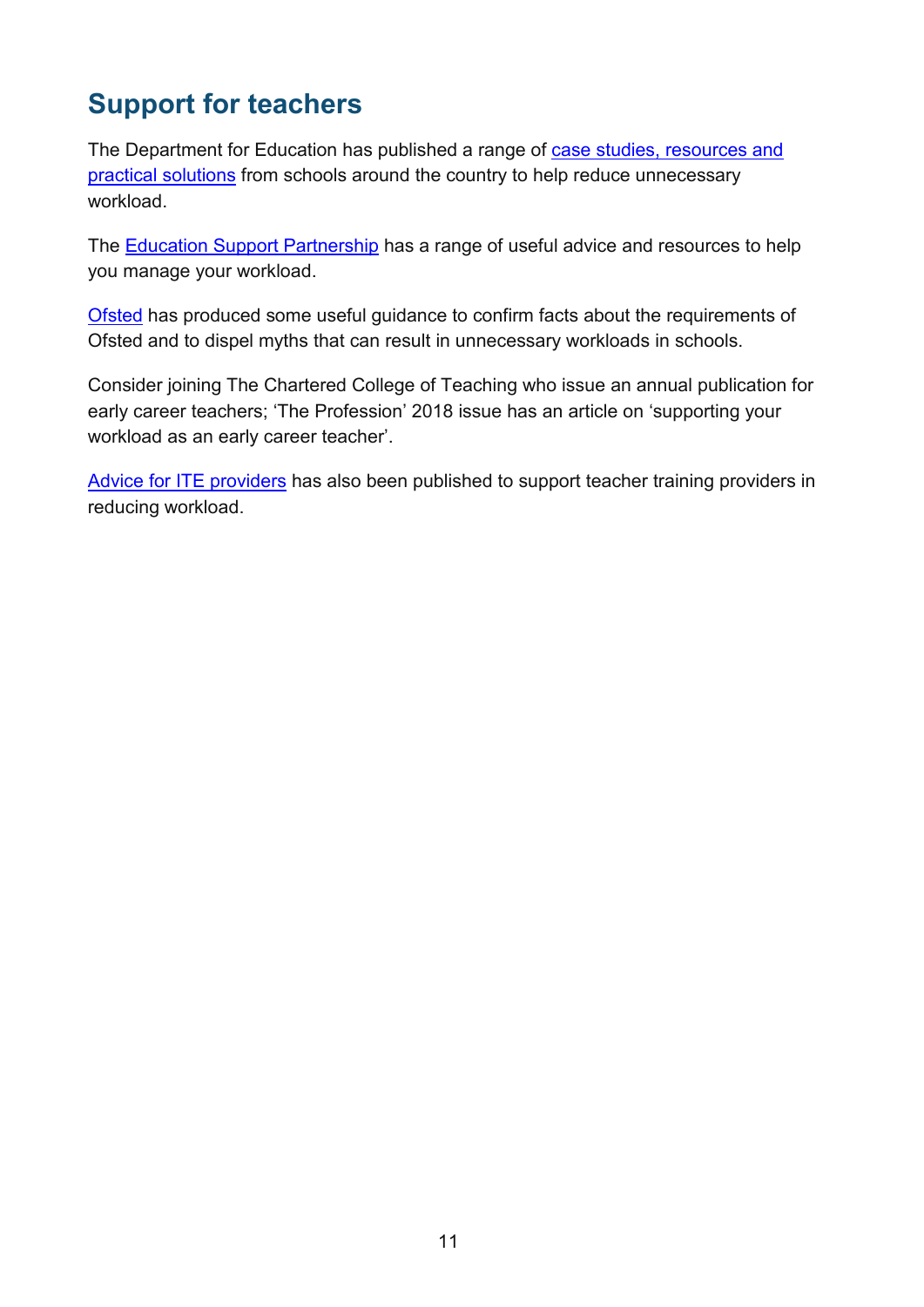## Support for teachers

The Department for Education has published a range of case studies, resources and practical solutions from schools around the country to help reduce unnecessary workload.

The Education Support Partnership has a range of useful advice and resources to help you manage your workload.

Ofsted has produced some useful guidance to confirm facts about the requirements of Ofsted and to dispel myths that can result in unnecessary workloads in schools.

Consider joining The Chartered College of Teaching who issue an annual publication for early career teachers; 'The Profession' 2018 issue has an article on 'supporting your workload as an early career teacher'.

Advice for ITE providers has also been published to support teacher training providers in reducing workload.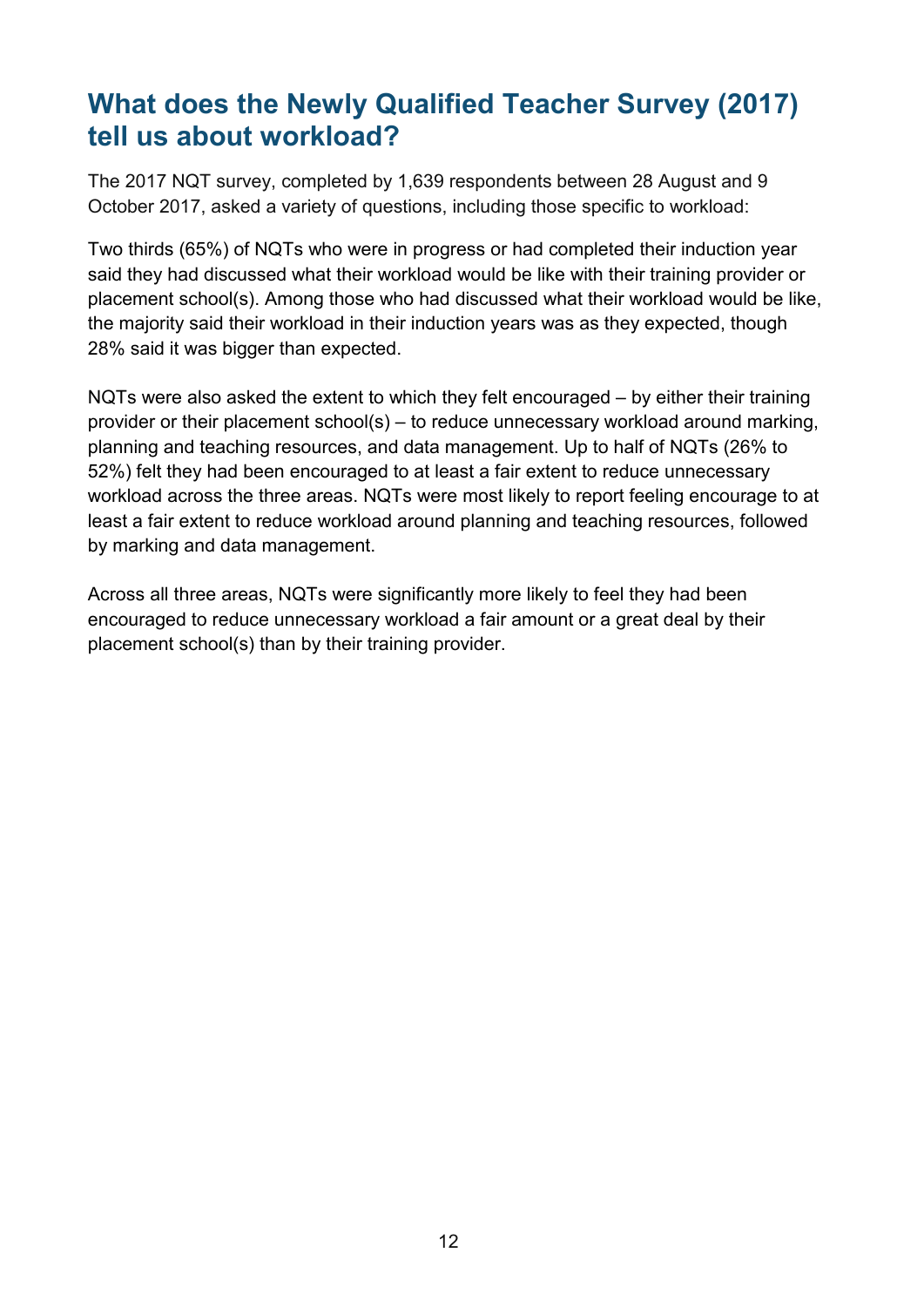## What does the Newly Qualified Teacher Survey (2017) tell us about workload?

The 2017 NQT survey, completed by 1,639 respondents between 28 August and 9 October 2017, asked a variety of questions, including those specific to workload:

Two thirds (65%) of NQTs who were in progress or had completed their induction year said they had discussed what their workload would be like with their training provider or placement school(s). Among those who had discussed what their workload would be like, the majority said their workload in their induction years was as they expected, though 28% said it was bigger than expected.

NQTs were also asked the extent to which they felt encouraged – by either their training provider or their placement school(s) – to reduce unnecessary workload around marking, planning and teaching resources, and data management. Up to half of NQTs (26% to 52%) felt they had been encouraged to at least a fair extent to reduce unnecessary workload across the three areas. NQTs were most likely to report feeling encourage to at least a fair extent to reduce workload around planning and teaching resources, followed by marking and data management.

Across all three areas, NQTs were significantly more likely to feel they had been encouraged to reduce unnecessary workload a fair amount or a great deal by their placement school(s) than by their training provider.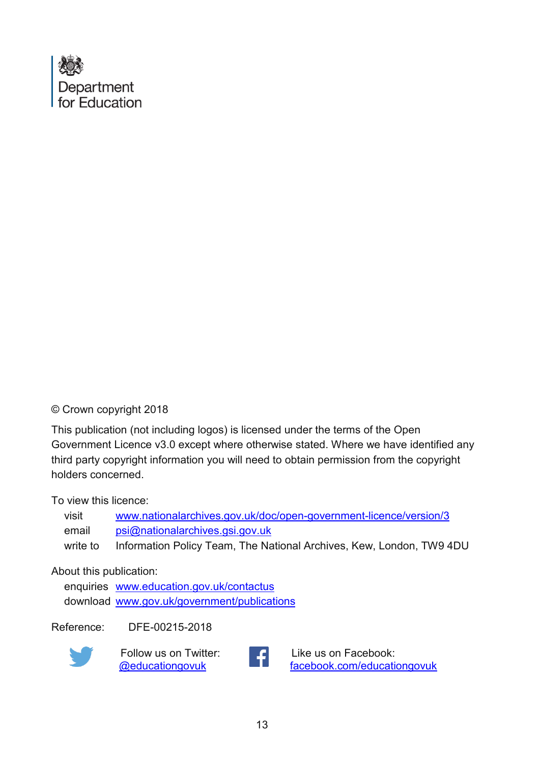Department for Education

© Crown copyright 2018

This publication (not including logos) is licensed under the terms of the Open Government Licence v3.0 except where otherwise stated. Where we have identified any third party copyright information you will need to obtain permission from the copyright holders concerned.

To view this licence:

visit www.nationalarchives.gov.uk/doc/open-government-licence/version/3
email psi@nationalarchives.gsi.gov.uk
write to Information Policy Team, The National Archives, Kew, London, TW9 4DU

About this publication:

enquiries www.education.gov.uk/contactus
download www.gov.uk/government/publications

Reference: DFE-00215-2018

Follow us on Twitter: @educationgovuk

Like us on Facebook: facebook.com/educationgovuk